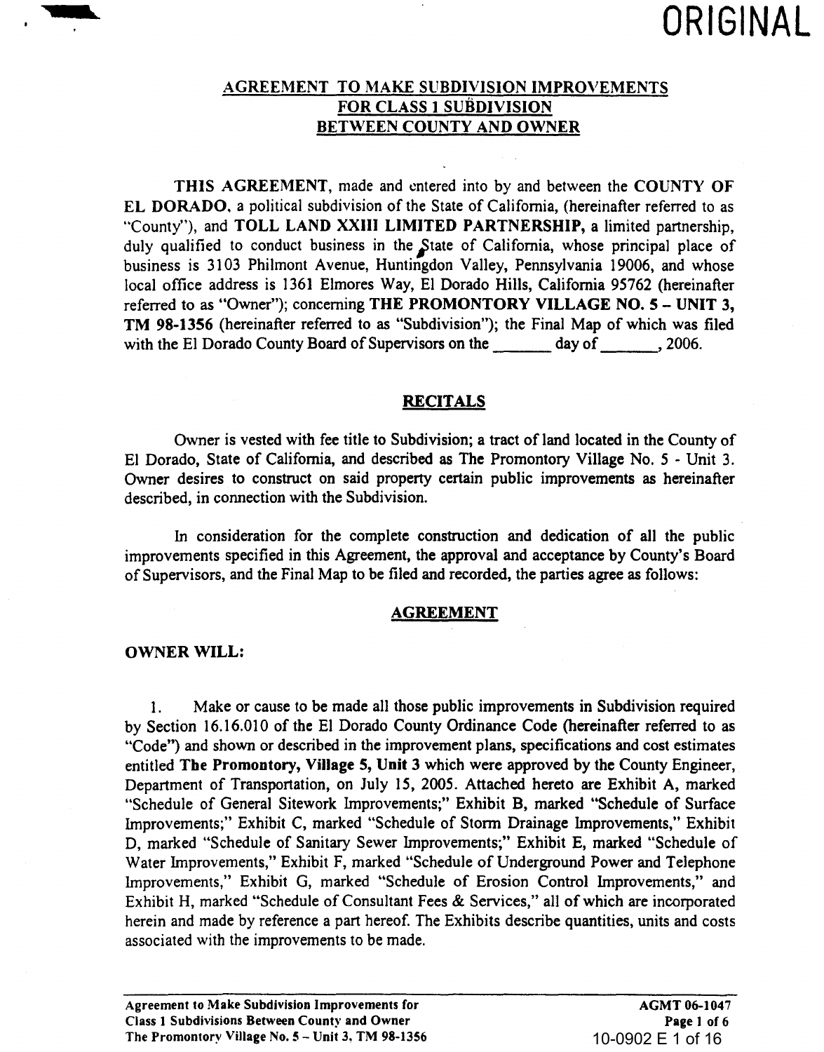ORIGINAL

# AGREEMENT TO MAKE SUBDIVISION IMPROVEMENTS FOR CLASS 1 SUBDIVISION BETWEEN COUNTY AND OWNER

**THIS AGREEMENT**, made and entered into by and between the **COUNTY OF EL DORADO**, a political subdivision of the State of California, (hereinafter referred to as "County"), and **TOLL LAND XXIII LIMITED PARTNERSHIP**, a limited partnership, duly qualified to conduct business in the State of California, whose principal place of business is 3103 Philmont Avenue, Huntingdon Valley, Pennsylvania 19006, and whose local office address is 1361 Elmores Way, El Dorado Hills, California 95762 (hereinafter referred to as "Owner"); concerning **THE PROMONTORY VILLAGE NO. 5 – UNIT 3, TM 98-1356** (hereinafter referred to as "Subdivision"); the Final Map of which was filed with the El Dorado County Board of Supervisors on the _______ day of _______, 2006.

## RECITALS

Owner is vested with fee title to Subdivision; a tract of land located in the County of El Dorado, State of California, and described as The Promontory Village No. 5 - Unit 3. Owner desires to construct on said property certain public improvements as hereinafter described, in connection with the Subdivision.

In consideration for the complete construction and dedication of all the public improvements specified in this Agreement, the approval and acceptance by County's Board of Supervisors, and the Final Map to be filed and recorded, the parties agree as follows:

## AGREEMENT

### OWNER WILL:

1. Make or cause to be made all those public improvements in Subdivision required by Section 16.16.010 of the El Dorado County Ordinance Code (hereinafter referred to as "Code") and shown or described in the improvement plans, specifications and cost estimates entitled **The Promontory, Village 5, Unit 3** which were approved by the County Engineer, Department of Transportation, on July 15, 2005. Attached hereto are Exhibit A, marked "Schedule of General Sitework Improvements;" Exhibit B, marked "Schedule of Surface Improvements;" Exhibit C, marked "Schedule of Storm Drainage Improvements," Exhibit D, marked "Schedule of Sanitary Sewer Improvements;" Exhibit E, marked "Schedule of Water Improvements," Exhibit F, marked "Schedule of Underground Power and Telephone Improvements," Exhibit G, marked "Schedule of Erosion Control Improvements," and Exhibit H, marked "Schedule of Consultant Fees & Services," all of which are incorporated herein and made by reference a part hereof. The Exhibits describe quantities, units and costs associated with the improvements to be made.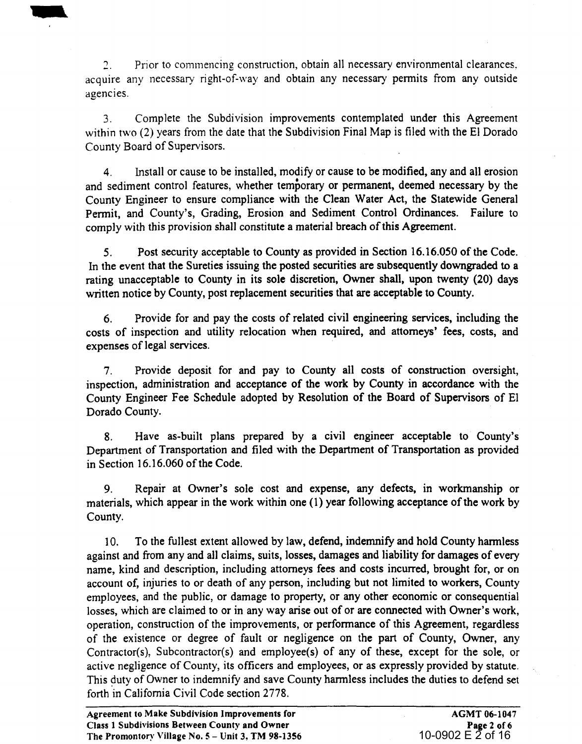2. Prior to commencing construction, obtain all necessary environmental clearances, acquire any necessary right-of-way and obtain any necessary permits from any outside agencies.

3. Complete the Subdivision improvements contemplated under this Agreement within two (2) years from the date that the Subdivision Final Map is filed with the El Dorado County Board of Supervisors.

4. Install or cause to be installed, modify or cause to be modified, any and all erosion and sediment control features, whether temporary or permanent, deemed necessary by the County Engineer to ensure compliance with the Clean Water Act, the Statewide General Permit, and County's, Grading, Erosion and Sediment Control Ordinances. Failure to comply with this provision shall constitute a material breach of this Agreement.

5. Post security acceptable to County as provided in Section 16.16.050 of the Code. In the event that the Sureties issuing the posted securities are subsequently downgraded to a rating unacceptable to County in its sole discretion, Owner shall, upon twenty (20) days written notice by County, post replacement securities that are acceptable to County.

6. Provide for and pay the costs of related civil engineering services, including the costs of inspection and utility relocation when required, and attorneys' fees, costs, and expenses of legal services.

7. Provide deposit for and pay to County all costs of construction oversight, inspection, administration and acceptance of the work by County in accordance with the County Engineer Fee Schedule adopted by Resolution of the Board of Supervisors of El Dorado County.

8. Have as-built plans prepared by a civil engineer acceptable to County's Department of Transportation and filed with the Department of Transportation as provided in Section 16.16.060 of the Code.

9. Repair at Owner's sole cost and expense, any defects, in workmanship or materials, which appear in the work within one (1) year following acceptance of the work by County.

10. To the fullest extent allowed by law, defend, indemnify and hold County harmless against and from any and all claims, suits, losses, damages and liability for damages of every name, kind and description, including attorneys fees and costs incurred, brought for, or on account of, injuries to or death of any person, including but not limited to workers, County employees, and the public, or damage to property, or any other economic or consequential losses, which are claimed to or in any way arise out of or are connected with Owner's work, operation, construction of the improvements, or performance of this Agreement, regardless of the existence or degree of fault or negligence on the part of County, Owner, any Contractor(s), Subcontractor(s) and employee(s) of any of these, except for the sole, or active negligence of County, its officers and employees, or as expressly provided by statute. This duty of Owner to indemnify and save County harmless includes the duties to defend set forth in California Civil Code section 2778.

**Agreement to Make Subdivision Improvements for Class 1 Subdivisions Between County and Owner The Promontory Village No. 5 – Unit 3, TM 98-1356** | **AGMT 06-1047**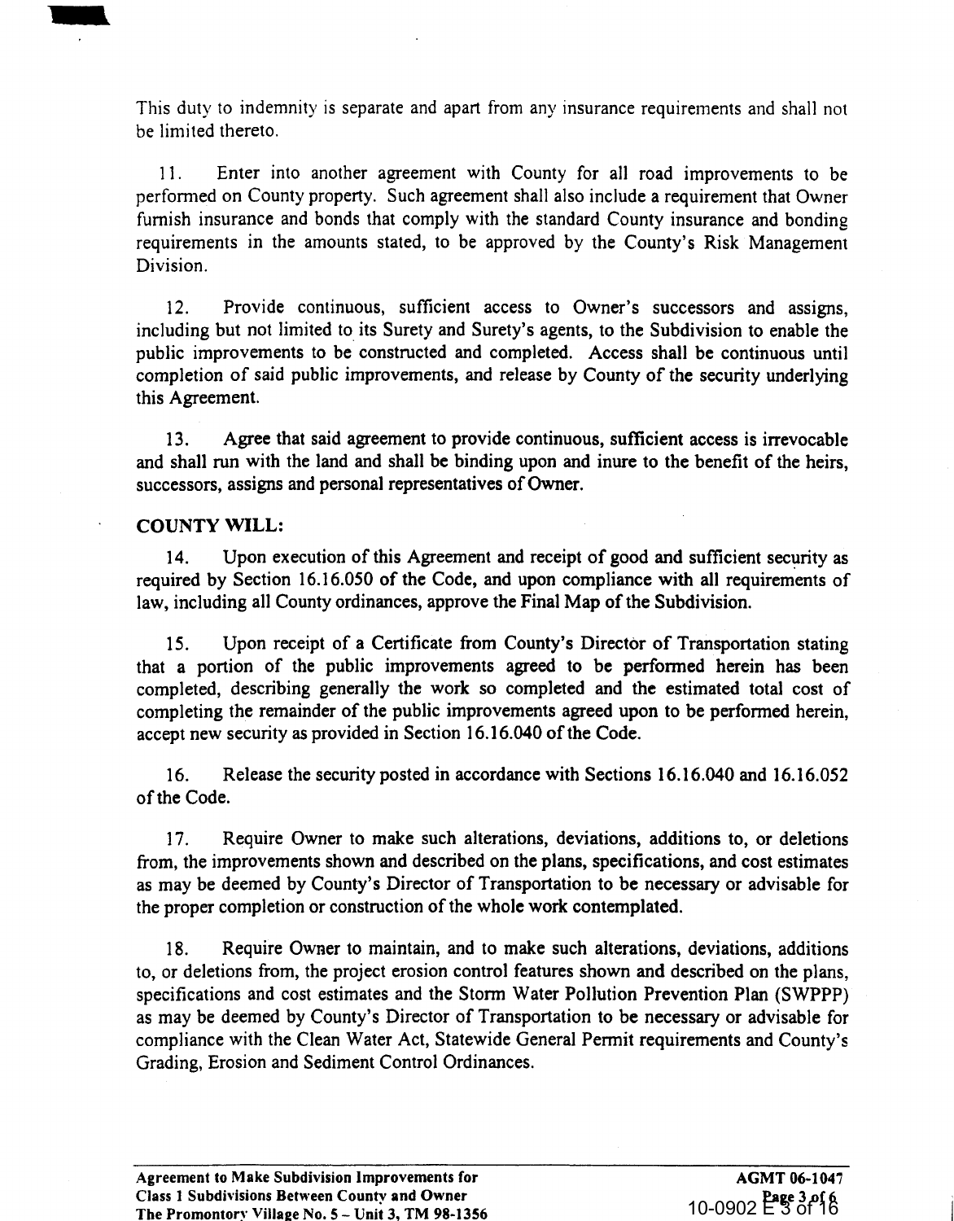This duty to indemnity is separate and apart from any insurance requirements and shall not be limited thereto.

11. Enter into another agreement with County for all road improvements to be performed on County property. Such agreement shall also include a requirement that Owner furnish insurance and bonds that comply with the standard County insurance and bonding requirements in the amounts stated, to be approved by the County's Risk Management Division.

12. Provide continuous, sufficient access to Owner's successors and assigns, including but not limited to its Surety and Surety's agents, to the Subdivision to enable the public improvements to be constructed and completed. Access shall be continuous until completion of said public improvements, and release by County of the security underlying this Agreement.

13. Agree that said agreement to provide continuous, sufficient access is irrevocable and shall run with the land and shall be binding upon and inure to the benefit of the heirs, successors, assigns and personal representatives of Owner.

**COUNTY WILL:**

14. Upon execution of this Agreement and receipt of good and sufficient security as required by Section 16.16.050 of the Code, and upon compliance with all requirements of law, including all County ordinances, approve the Final Map of the Subdivision.

15. Upon receipt of a Certificate from County's Director of Transportation stating that a portion of the public improvements agreed to be performed herein has been completed, describing generally the work so completed and the estimated total cost of completing the remainder of the public improvements agreed upon to be performed herein, accept new security as provided in Section 16.16.040 of the Code.

16. Release the security posted in accordance with Sections 16.16.040 and 16.16.052 of the Code.

17. Require Owner to make such alterations, deviations, additions to, or deletions from, the improvements shown and described on the plans, specifications, and cost estimates as may be deemed by County's Director of Transportation to be necessary or advisable for the proper completion or construction of the whole work contemplated.

18. Require Owner to maintain, and to make such alterations, deviations, additions to, or deletions from, the project erosion control features shown and described on the plans, specifications and cost estimates and the Storm Water Pollution Prevention Plan (SWPPP) as may be deemed by County's Director of Transportation to be necessary or advisable for compliance with the Clean Water Act, Statewide General Permit requirements and County's Grading, Erosion and Sediment Control Ordinances.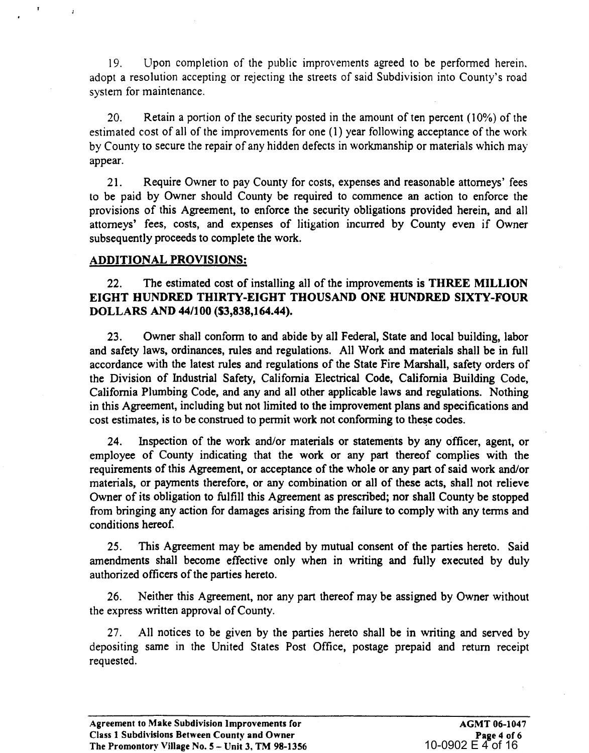19. Upon completion of the public improvements agreed to be performed herein, adopt a resolution accepting or rejecting the streets of said Subdivision into County's road system for maintenance.

20. Retain a portion of the security posted in the amount of ten percent (10%) of the estimated cost of all of the improvements for one (1) year following acceptance of the work by County to secure the repair of any hidden defects in workmanship or materials which may appear.

21. Require Owner to pay County for costs, expenses and reasonable attorneys' fees to be paid by Owner should County be required to commence an action to enforce the provisions of this Agreement, to enforce the security obligations provided herein, and all attorneys' fees, costs, and expenses of litigation incurred by County even if Owner subsequently proceeds to complete the work.

## ADDITIONAL PROVISIONS:

22. The estimated cost of installing all of the improvements is **THREE MILLION EIGHT HUNDRED THIRTY-EIGHT THOUSAND ONE HUNDRED SIXTY-FOUR DOLLARS AND 44/100 ($3,838,164.44).**

23. Owner shall conform to and abide by all Federal, State and local building, labor and safety laws, ordinances, rules and regulations. All Work and materials shall be in full accordance with the latest rules and regulations of the State Fire Marshall, safety orders of the Division of Industrial Safety, California Electrical Code, California Building Code, California Plumbing Code, and any and all other applicable laws and regulations. Nothing in this Agreement, including but not limited to the improvement plans and specifications and cost estimates, is to be construed to permit work not conforming to these codes.

24. Inspection of the work and/or materials or statements by any officer, agent, or employee of County indicating that the work or any part thereof complies with the requirements of this Agreement, or acceptance of the whole or any part of said work and/or materials, or payments therefore, or any combination or all of these acts, shall not relieve Owner of its obligation to fulfill this Agreement as prescribed; nor shall County be stopped from bringing any action for damages arising from the failure to comply with any terms and conditions hereof.

25. This Agreement may be amended by mutual consent of the parties hereto. Said amendments shall become effective only when in writing and fully executed by duly authorized officers of the parties hereto.

26. Neither this Agreement, nor any part thereof may be assigned by Owner without the express written approval of County.

27. All notices to be given by the parties hereto shall be in writing and served by depositing same in the United States Post Office, postage prepaid and return receipt requested.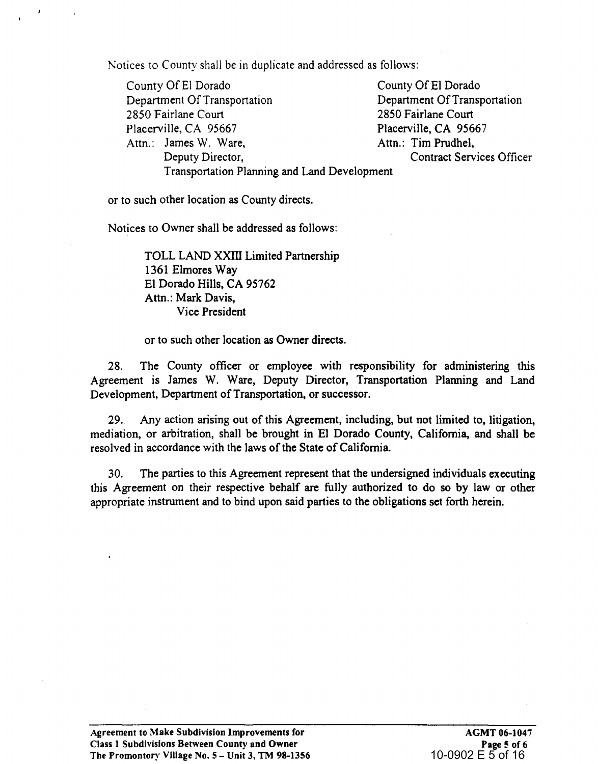Notices to County shall be in duplicate and addressed as follows:

County Of El Dorado
Department Of Transportation
2850 Fairlane Court
Placerville, CA 95667
Attn.: James W. Ware,
Deputy Director,
Transportation Planning and Land Development

County Of El Dorado
Department Of Transportation
2850 Fairlane Court
Placerville, CA 95667
Attn.: Tim Prudhel,
Contract Services Officer

or to such other location as County directs.

Notices to Owner shall be addressed as follows:

TOLL LAND XXIII Limited Partnership
1361 Elmores Way
El Dorado Hills, CA 95762
Attn.: Mark Davis,
Vice President

or to such other location as Owner directs.

28. The County officer or employee with responsibility for administering this Agreement is James W. Ware, Deputy Director, Transportation Planning and Land Development, Department of Transportation, or successor.

29. Any action arising out of this Agreement, including, but not limited to, litigation, mediation, or arbitration, shall be brought in El Dorado County, California, and shall be resolved in accordance with the laws of the State of California.

30. The parties to this Agreement represent that the undersigned individuals executing this Agreement on their respective behalf are fully authorized to do so by law or other appropriate instrument and to bind upon said parties to the obligations set forth herein.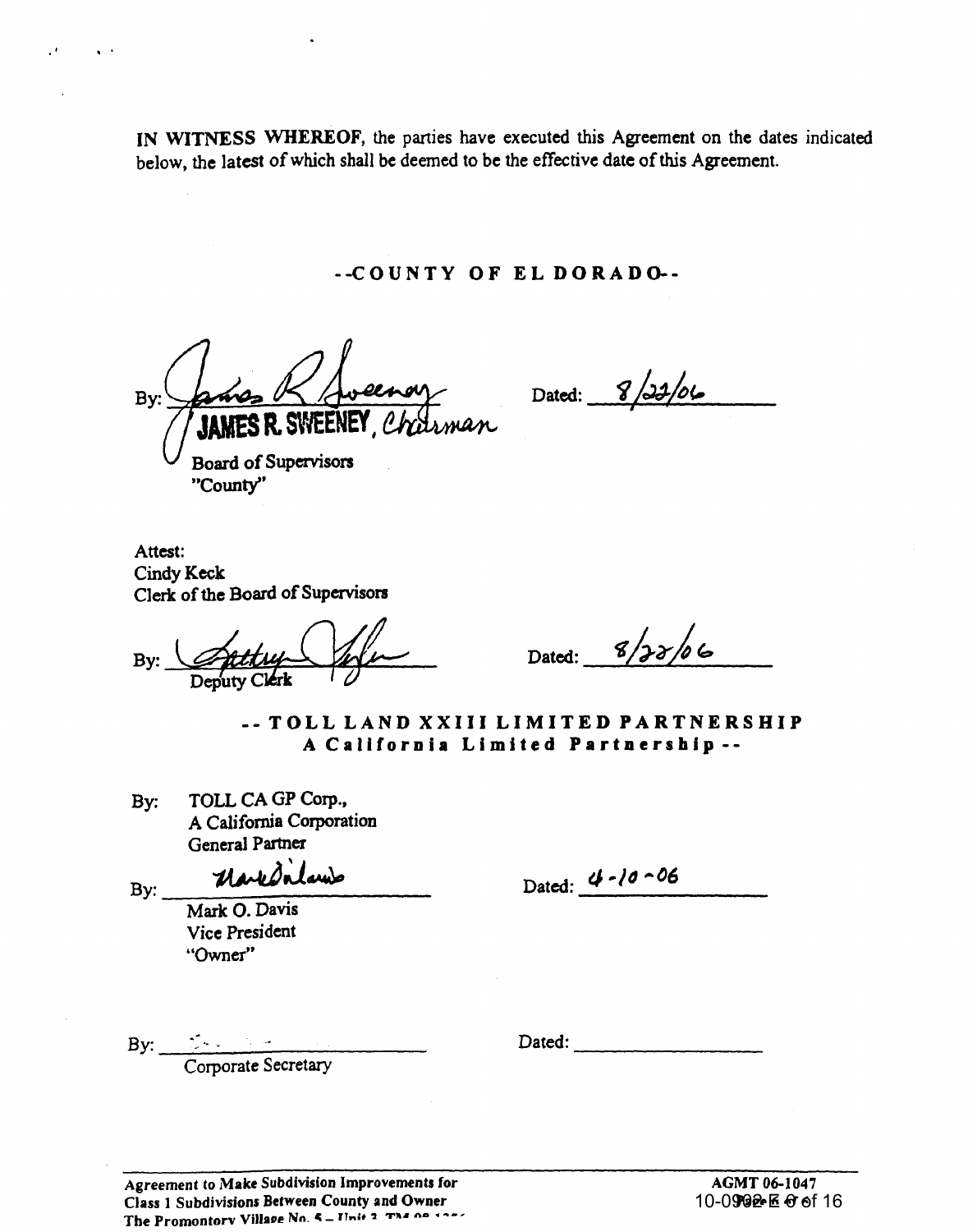**IN WITNESS WHEREOF**, the parties have executed this Agreement on the dates indicated below, the latest of which shall be deemed to be the effective date of this Agreement.

**--COUNTY OF EL DORADO--**

By: _______________________ Dated: 8/22/06
**JAMES R. SWEENEY**, Chairman
Board of Supervisors
"County"

Attest:
Cindy Keck
Clerk of the Board of Supervisors

By: _______________________ Dated: 8/22/06
Deputy Clerk

**-- TOLL LAND XXIII LIMITED PARTNERSHIP**
**A California Limited Partnership --**

By: TOLL CA GP Corp.,
A California Corporation
General Partner

By: _______________________ Dated: 4-10-06
Mark O. Davis
Vice President
"Owner"

By: _______________________ Dated: _______________
Corporate Secretary

**Agreement to Make Subdivision Improvements for**
**Class 1 Subdivisions Between County and Owner**
**The Promontory Village No. 5 – Unit 3, TM 98-1356**

**AGMT 06-1047**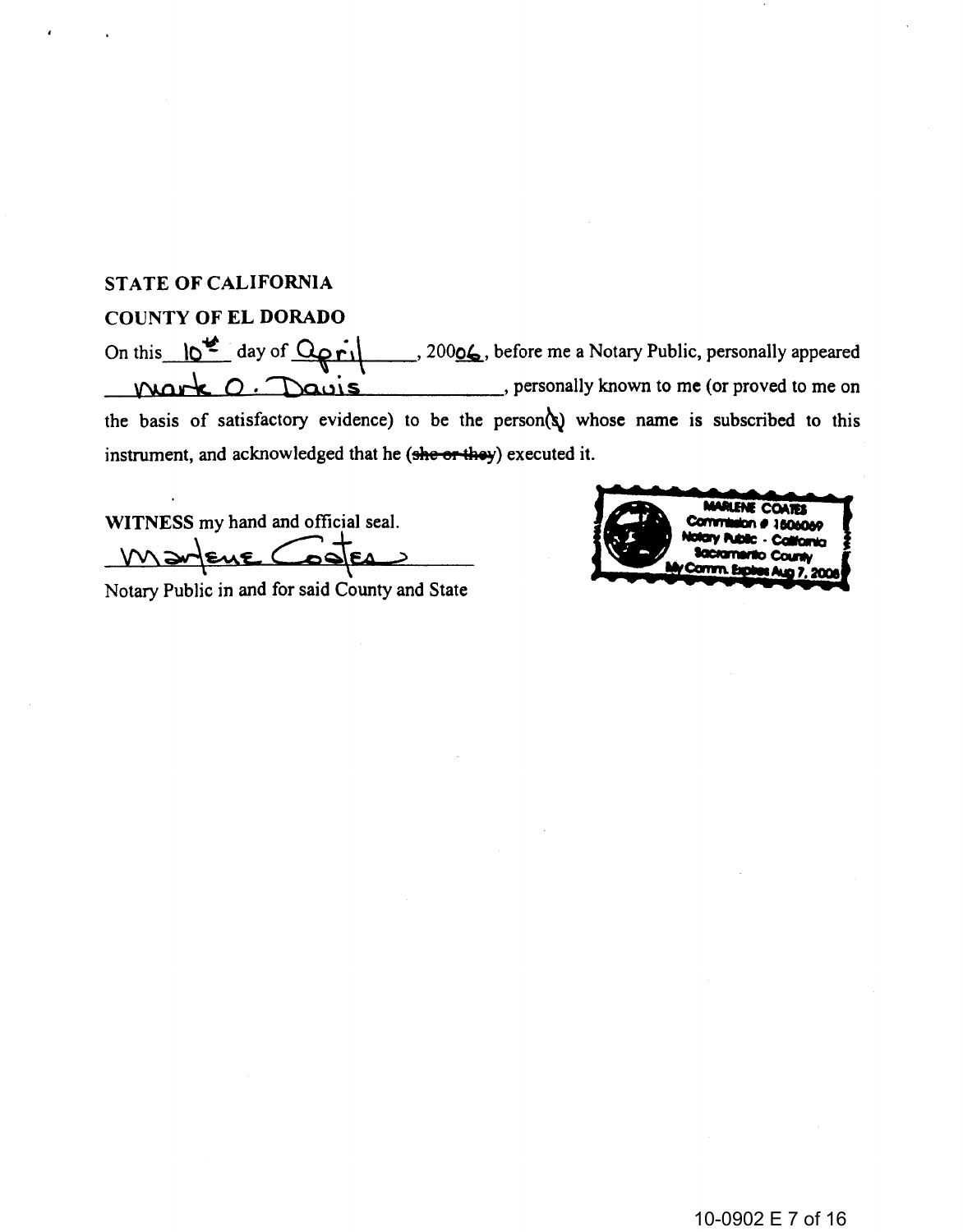**STATE OF CALIFORNIA**

**COUNTY OF EL DORADO**

On this 10th day of April, 20006, before me a Notary Public, personally appeared Mark O. Davis, personally known to me (or proved to me on the basis of satisfactory evidence) to be the person(s) whose name is subscribed to this instrument, and acknowledged that he (~~she or they~~) executed it.

**WITNESS** my hand and official seal.

Marlene Coates

Notary Public in and for said County and State

MARLENE COATES
Commission # 1806069
Notary Public - California
Sacramento County
My Comm. Expires Aug 7, 2008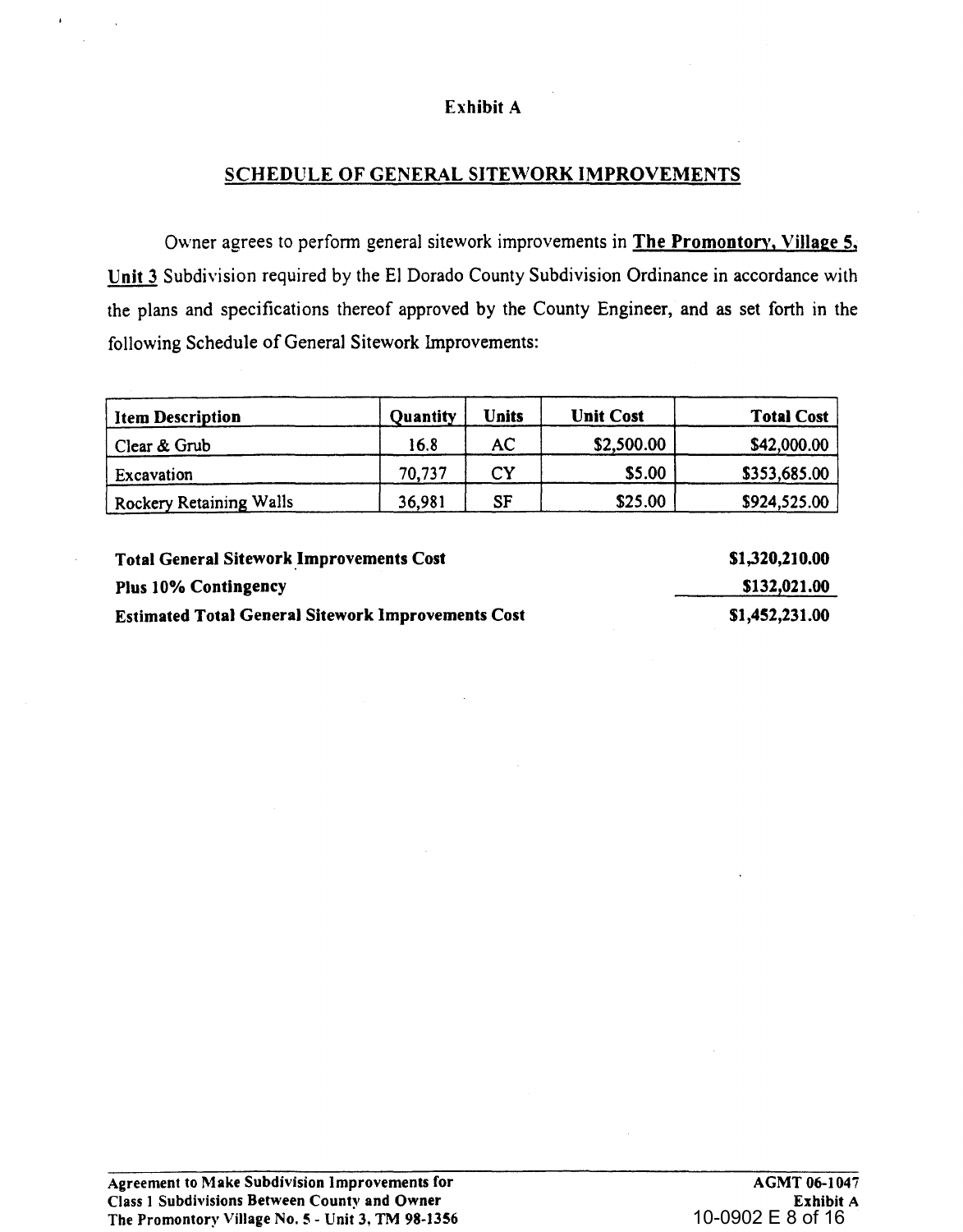Exhibit A

## SCHEDULE OF GENERAL SITEWORK IMPROVEMENTS

Owner agrees to perform general sitework improvements in **The Promontory, Village 5, Unit 3** Subdivision required by the El Dorado County Subdivision Ordinance in accordance with the plans and specifications thereof approved by the County Engineer, and as set forth in the following Schedule of General Sitework Improvements:

| Item Description | Quantity | Units | Unit Cost | Total Cost |
|---|---|---|---|---|
| Clear & Grub | 16.8 | AC | $2,500.00 | $42,000.00 |
| Excavation | 70,737 | CY | $5.00 | $353,685.00 |
| Rockery Retaining Walls | 36,981 | SF | $25.00 | $924,525.00 |

| | |
|---|---|
| **Total General Sitework Improvements Cost** | **$1,320,210.00** |
| **Plus 10% Contingency** | **$132,021.00** |
| **Estimated Total General Sitework Improvements Cost** | **$1,452,231.00** |

**Agreement to Make Subdivision Improvements for Class 1 Subdivisions Between County and Owner The Promontory Village No. 5 - Unit 3, TM 98-1356**

**AGMT 06-1047**
**Exhibit A**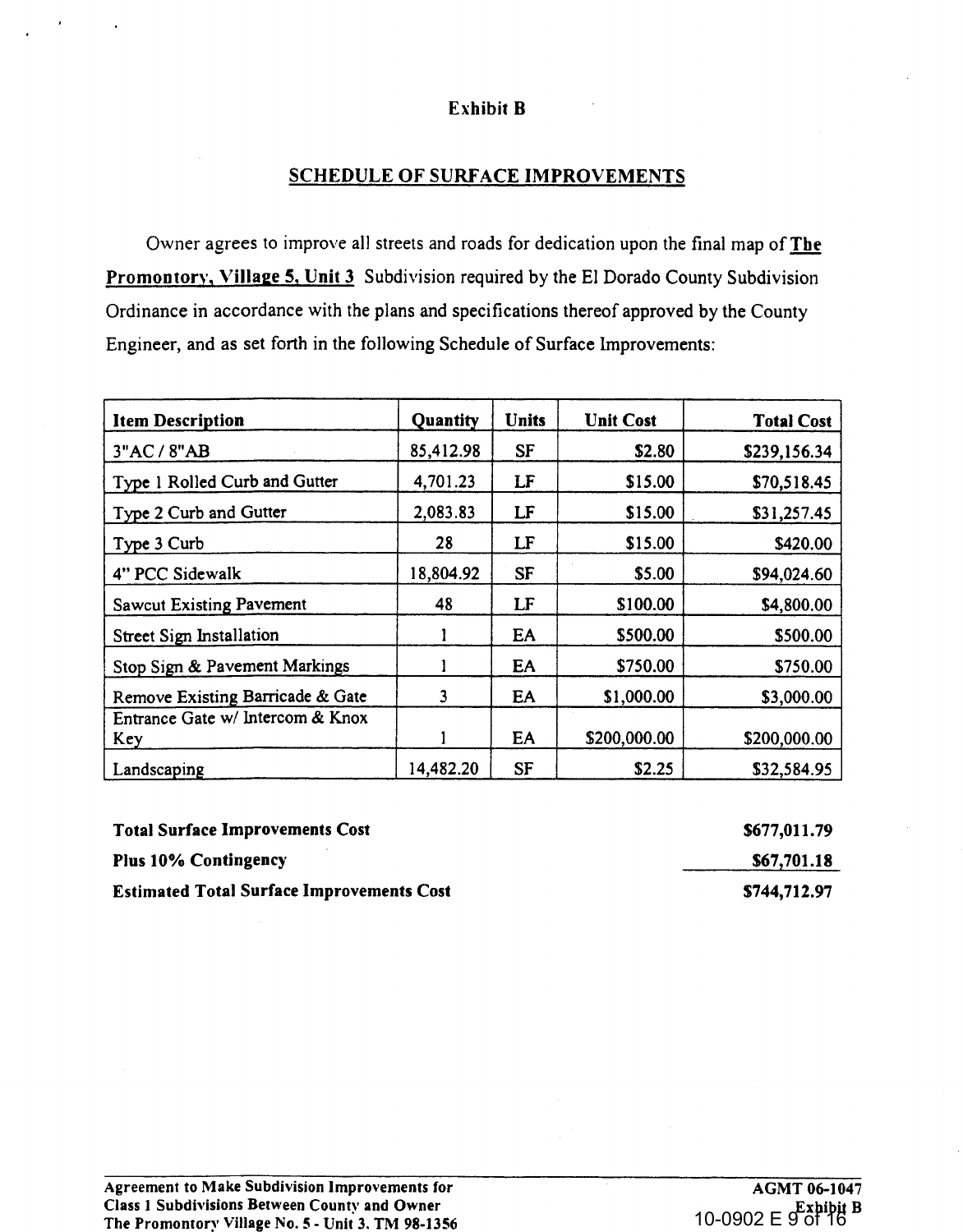# Exhibit B

## SCHEDULE OF SURFACE IMPROVEMENTS

Owner agrees to improve all streets and roads for dedication upon the final map of **The Promontory, Village 5, Unit 3** Subdivision required by the El Dorado County Subdivision Ordinance in accordance with the plans and specifications thereof approved by the County Engineer, and as set forth in the following Schedule of Surface Improvements:

| Item Description | Quantity | Units | Unit Cost | Total Cost |
|---|---|---|---|---|
| 3"AC / 8"AB | 85,412.98 | SF | $2.80 | $239,156.34 |
| Type 1 Rolled Curb and Gutter | 4,701.23 | LF | $15.00 | $70,518.45 |
| Type 2 Curb and Gutter | 2,083.83 | LF | $15.00 | $31,257.45 |
| Type 3 Curb | 28 | LF | $15.00 | $420.00 |
| 4" PCC Sidewalk | 18,804.92 | SF | $5.00 | $94,024.60 |
| Sawcut Existing Pavement | 48 | LF | $100.00 | $4,800.00 |
| Street Sign Installation | 1 | EA | $500.00 | $500.00 |
| Stop Sign & Pavement Markings | 1 | EA | $750.00 | $750.00 |
| Remove Existing Barricade & Gate | 3 | EA | $1,000.00 | $3,000.00 |
| Entrance Gate w/ Intercom & Knox Key | 1 | EA | $200,000.00 | $200,000.00 |
| Landscaping | 14,482.20 | SF | $2.25 | $32,584.95 |

| | |
|---|---|
| **Total Surface Improvements Cost** | **$677,011.79** |
| **Plus 10% Contingency** | **$67,701.18** |
| **Estimated Total Surface Improvements Cost** | **$744,712.97** |

**Agreement to Make Subdivision Improvements for Class 1 Subdivisions Between County and Owner The Promontory Village No. 5 - Unit 3. TM 98-1356**

**AGMT 06-1047 Exhibit B**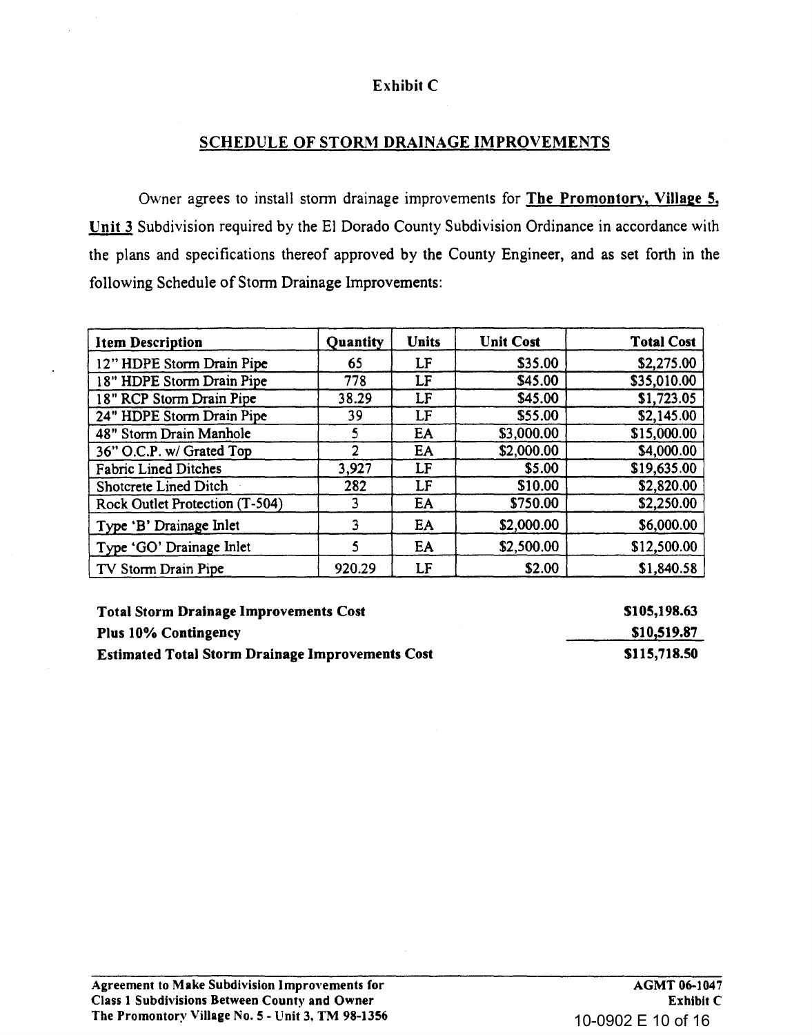## Exhibit C

## SCHEDULE OF STORM DRAINAGE IMPROVEMENTS

Owner agrees to install storm drainage improvements for **The Promontory, Village 5, Unit 3** Subdivision required by the El Dorado County Subdivision Ordinance in accordance with the plans and specifications thereof approved by the County Engineer, and as set forth in the following Schedule of Storm Drainage Improvements:

| Item Description | Quantity | Units | Unit Cost | Total Cost |
|---|---|---|---|---|
| 12" HDPE Storm Drain Pipe | 65 | LF | $35.00 | $2,275.00 |
| 18" HDPE Storm Drain Pipe | 778 | LF | $45.00 | $35,010.00 |
| 18" RCP Storm Drain Pipe | 38.29 | LF | $45.00 | $1,723.05 |
| 24" HDPE Storm Drain Pipe | 39 | LF | $55.00 | $2,145.00 |
| 48" Storm Drain Manhole | 5 | EA | $3,000.00 | $15,000.00 |
| 36" O.C.P. w/ Grated Top | 2 | EA | $2,000.00 | $4,000.00 |
| Fabric Lined Ditches | 3,927 | LF | $5.00 | $19,635.00 |
| Shotcrete Lined Ditch | 282 | LF | $10.00 | $2,820.00 |
| Rock Outlet Protection (T-504) | 3 | EA | $750.00 | $2,250.00 |
| Type 'B' Drainage Inlet | 3 | EA | $2,000.00 | $6,000.00 |
| Type 'GO' Drainage Inlet | 5 | EA | $2,500.00 | $12,500.00 |
| TV Storm Drain Pipe | 920.29 | LF | $2.00 | $1,840.58 |

| | |
|---|---|
| **Total Storm Drainage Improvements Cost** | **$105,198.63** |
| **Plus 10% Contingency** | **$10,519.87** |
| **Estimated Total Storm Drainage Improvements Cost** | **$115,718.50** |

**Agreement to Make Subdivision Improvements for Class 1 Subdivisions Between County and Owner The Promontory Village No. 5 - Unit 3, TM 98-1356**

**AGMT 06-1047 Exhibit C**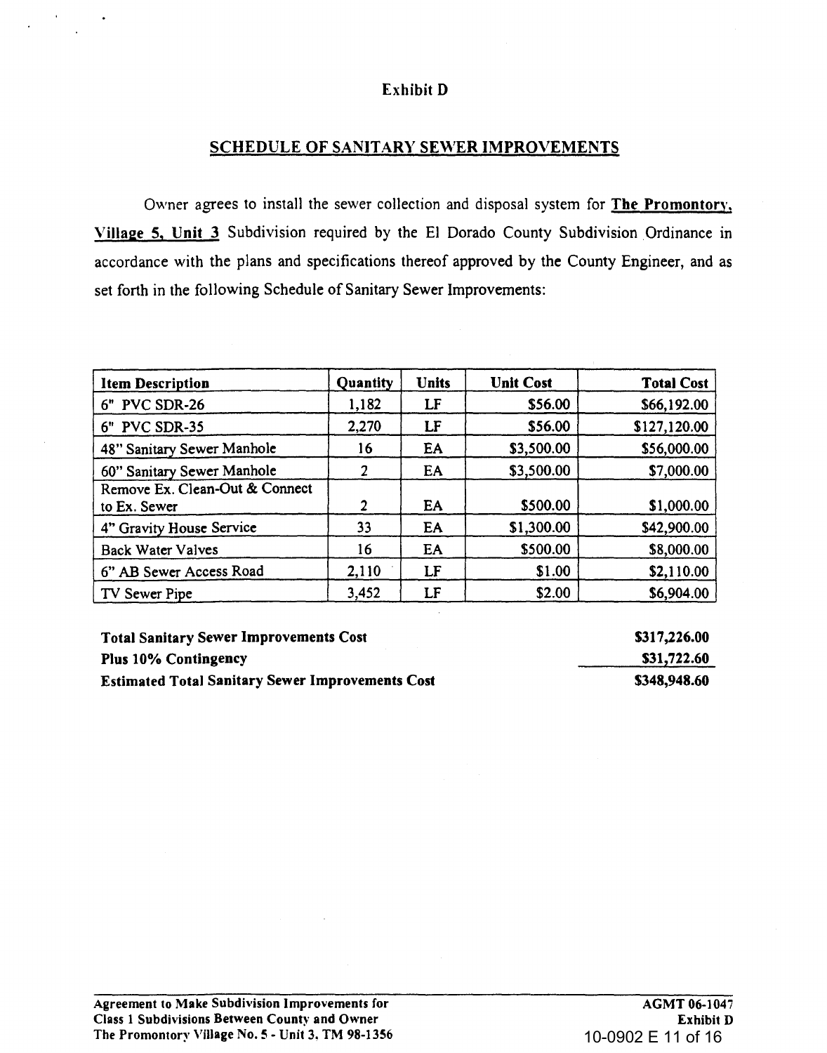Exhibit D

## SCHEDULE OF SANITARY SEWER IMPROVEMENTS

Owner agrees to install the sewer collection and disposal system for **The Promontory, Village 5, Unit 3** Subdivision required by the El Dorado County Subdivision Ordinance in accordance with the plans and specifications thereof approved by the County Engineer, and as set forth in the following Schedule of Sanitary Sewer Improvements:

| Item Description | Quantity | Units | Unit Cost | Total Cost |
|---|---|---|---|---|
| 6" PVC SDR-26 | 1,182 | LF | $56.00 | $66,192.00 |
| 6" PVC SDR-35 | 2,270 | LF | $56.00 | $127,120.00 |
| 48" Sanitary Sewer Manhole | 16 | EA | $3,500.00 | $56,000.00 |
| 60" Sanitary Sewer Manhole | 2 | EA | $3,500.00 | $7,000.00 |
| Remove Ex. Clean-Out & Connect to Ex. Sewer | 2 | EA | $500.00 | $1,000.00 |
| 4" Gravity House Service | 33 | EA | $1,300.00 | $42,900.00 |
| Back Water Valves | 16 | EA | $500.00 | $8,000.00 |
| 6" AB Sewer Access Road | 2,110 | LF | $1.00 | $2,110.00 |
| TV Sewer Pipe | 3,452 | LF | $2.00 | $6,904.00 |

| | |
|---|---|
| **Total Sanitary Sewer Improvements Cost** | **$317,226.00** |
| **Plus 10% Contingency** | **$31,722.60** |
| **Estimated Total Sanitary Sewer Improvements Cost** | **$348,948.60** |

**Agreement to Make Subdivision Improvements for Class 1 Subdivisions Between County and Owner**
**The Promontory Village No. 5 - Unit 3, TM 98-1356**

**AGMT 06-1047**
**Exhibit D**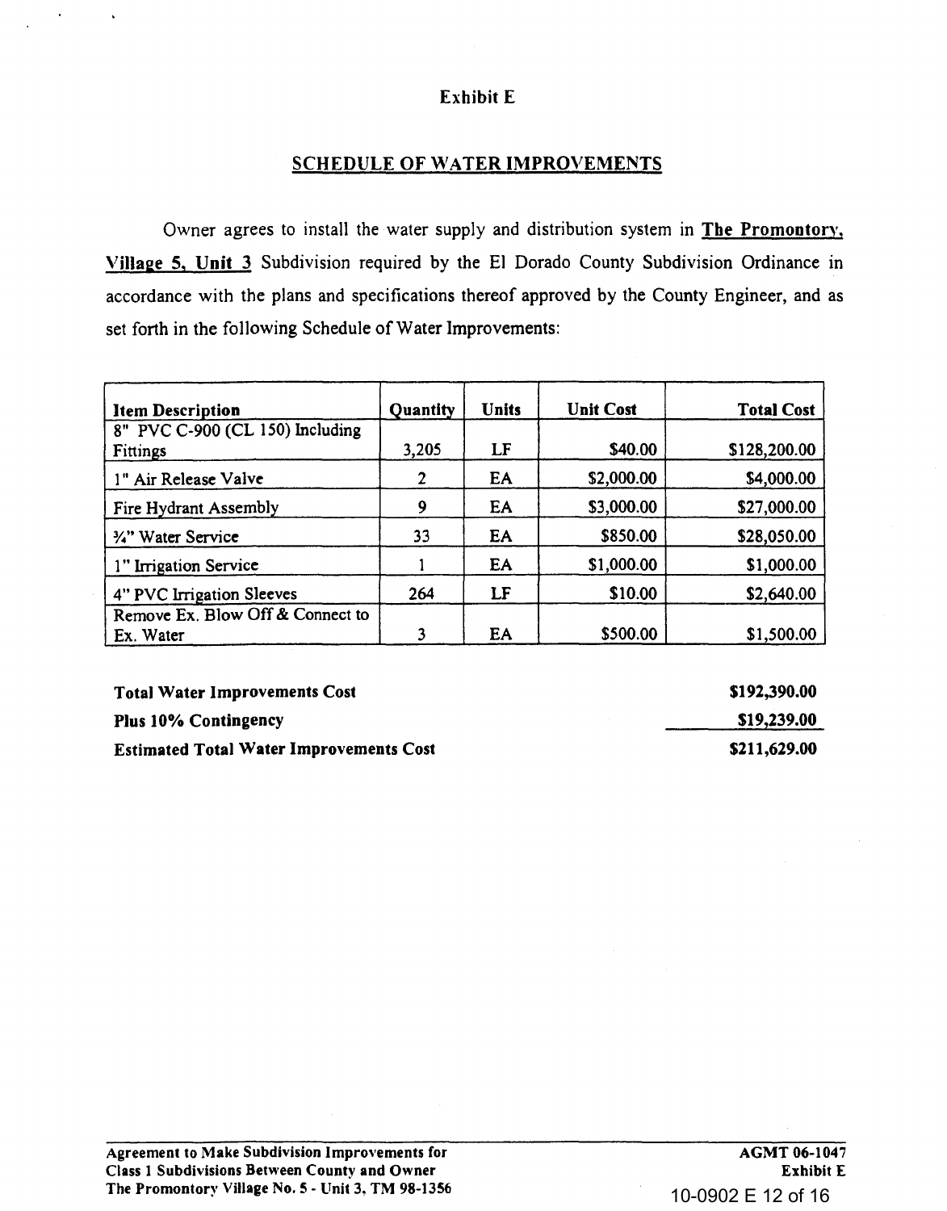# Exhibit E

## SCHEDULE OF WATER IMPROVEMENTS

Owner agrees to install the water supply and distribution system in **The Promontory, Village 5, Unit 3** Subdivision required by the El Dorado County Subdivision Ordinance in accordance with the plans and specifications thereof approved by the County Engineer, and as set forth in the following Schedule of Water Improvements:

| Item Description | Quantity | Units | Unit Cost | Total Cost |
|---|---|---|---|---|
| 8" PVC C-900 (CL 150) Including Fittings | 3,205 | LF | $40.00 | $128,200.00 |
| 1" Air Release Valve | 2 | EA | $2,000.00 | $4,000.00 |
| Fire Hydrant Assembly | 9 | EA | $3,000.00 | $27,000.00 |
| ¾" Water Service | 33 | EA | $850.00 | $28,050.00 |
| 1" Irrigation Service | 1 | EA | $1,000.00 | $1,000.00 |
| 4" PVC Irrigation Sleeves | 264 | LF | $10.00 | $2,640.00 |
| Remove Ex. Blow Off & Connect to Ex. Water | 3 | EA | $500.00 | $1,500.00 |

| | |
|---|---|
| **Total Water Improvements Cost** | **$192,390.00** |
| **Plus 10% Contingency** | **$19,239.00** |
| **Estimated Total Water Improvements Cost** | **$211,629.00** |

**Agreement to Make Subdivision Improvements for Class 1 Subdivisions Between County and Owner The Promontory Village No. 5 - Unit 3, TM 98-1356**

**AGMT 06-1047 Exhibit E**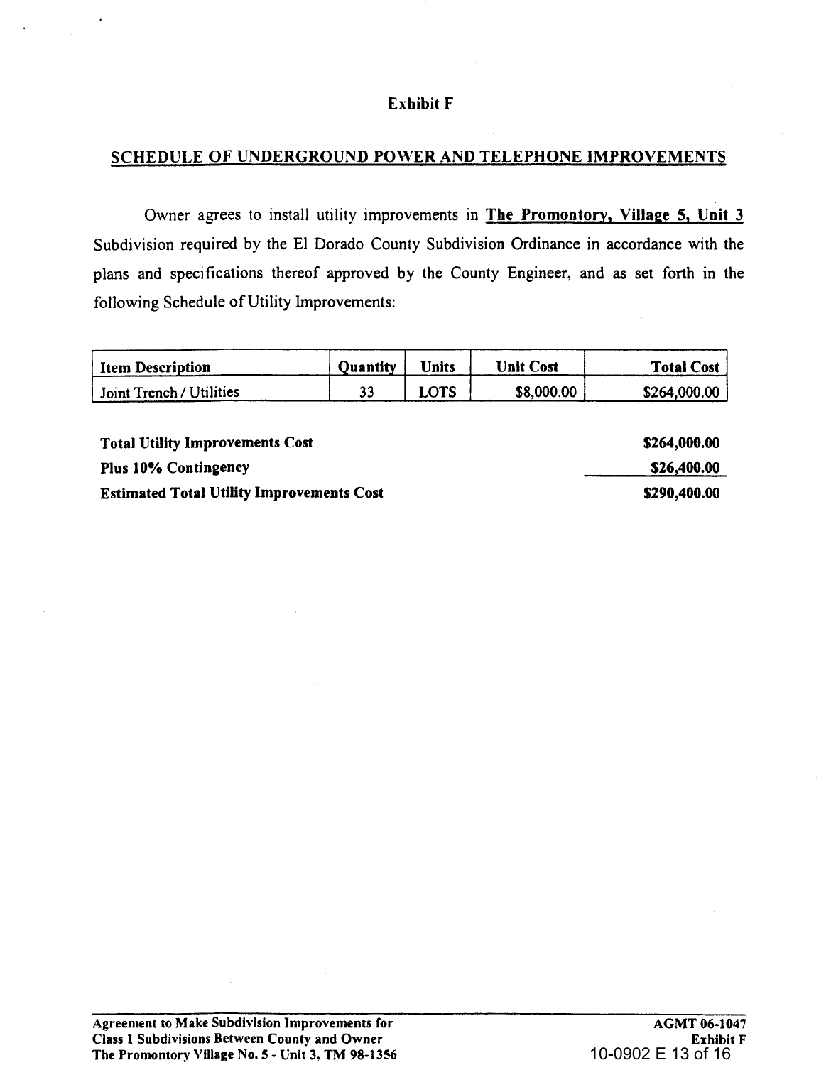# Exhibit F

## SCHEDULE OF UNDERGROUND POWER AND TELEPHONE IMPROVEMENTS

Owner agrees to install utility improvements in **The Promontory, Village 5, Unit 3** Subdivision required by the El Dorado County Subdivision Ordinance in accordance with the plans and specifications thereof approved by the County Engineer, and as set forth in the following Schedule of Utility Improvements:

| Item Description | Quantity | Units | Unit Cost | Total Cost |
|---|---|---|---|---|
| Joint Trench / Utilities | 33 | LOTS | $8,000.00 | $264,000.00 |

| | |
|---|---|
| **Total Utility Improvements Cost** | **$264,000.00** |
| **Plus 10% Contingency** | **$26,400.00** |
| **Estimated Total Utility Improvements Cost** | **$290,400.00** |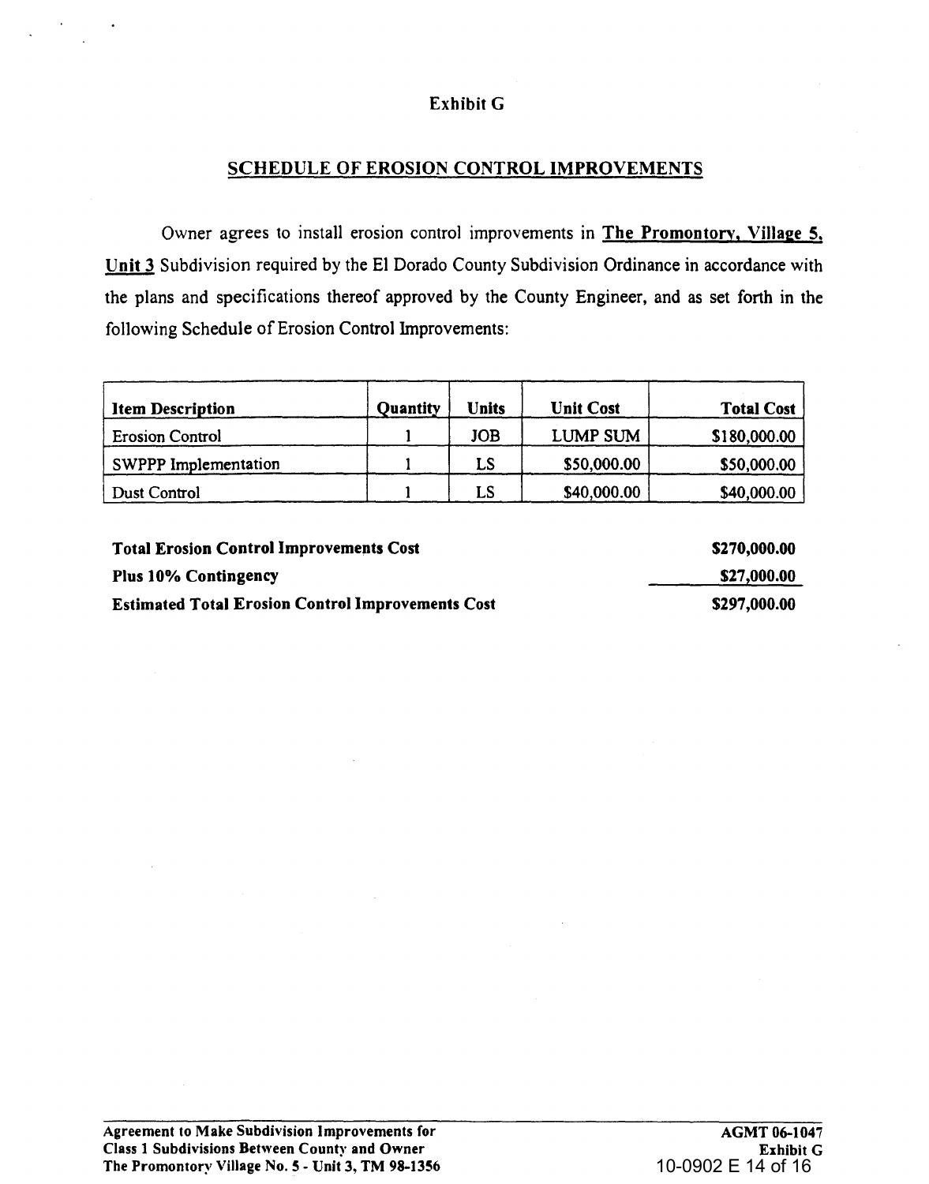Exhibit G

## SCHEDULE OF EROSION CONTROL IMPROVEMENTS

Owner agrees to install erosion control improvements in **The Promontory, Village 5, Unit 3** Subdivision required by the El Dorado County Subdivision Ordinance in accordance with the plans and specifications thereof approved by the County Engineer, and as set forth in the following Schedule of Erosion Control Improvements:

| Item Description | Quantity | Units | Unit Cost | Total Cost |
|---|---|---|---|---|
| Erosion Control | 1 | JOB | LUMP SUM | $180,000.00 |
| SWPPP Implementation | 1 | LS | $50,000.00 | $50,000.00 |
| Dust Control | 1 | LS | $40,000.00 | $40,000.00 |

| | |
|---|---|
| **Total Erosion Control Improvements Cost** | **$270,000.00** |
| **Plus 10% Contingency** | **$27,000.00** |
| **Estimated Total Erosion Control Improvements Cost** | **$297,000.00** |

**Agreement to Make Subdivision Improvements for Class 1 Subdivisions Between County and Owner The Promontory Village No. 5 - Unit 3, TM 98-1356**

**AGMT 06-1047 Exhibit G**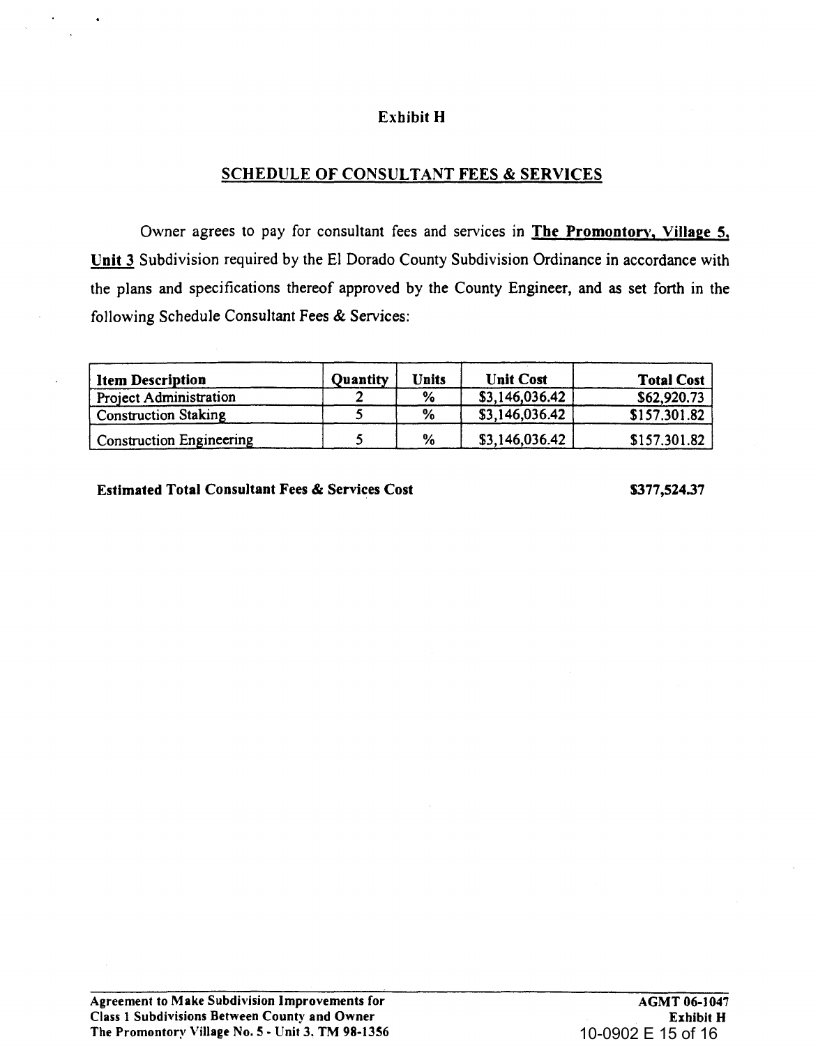## Exhibit H

## SCHEDULE OF CONSULTANT FEES & SERVICES

Owner agrees to pay for consultant fees and services in **The Promontory, Village 5, Unit 3** Subdivision required by the El Dorado County Subdivision Ordinance in accordance with the plans and specifications thereof approved by the County Engineer, and as set forth in the following Schedule Consultant Fees & Services:

| Item Description | Quantity | Units | Unit Cost | Total Cost |
|---|---|---|---|---|
| Project Administration | 2 | % | $3,146,036.42 | $62,920.73 |
| Construction Staking | 5 | % | $3,146,036.42 | $157.301.82 |
| Construction Engineering | 5 | % | $3,146,036.42 | $157.301.82 |

**Estimated Total Consultant Fees & Services Cost** **$377,524.37**

**Agreement to Make Subdivision Improvements for Class 1 Subdivisions Between County and Owner**
**The Promontory Village No. 5 - Unit 3. TM 98-1356**

**AGMT 06-1047**
**Exhibit H**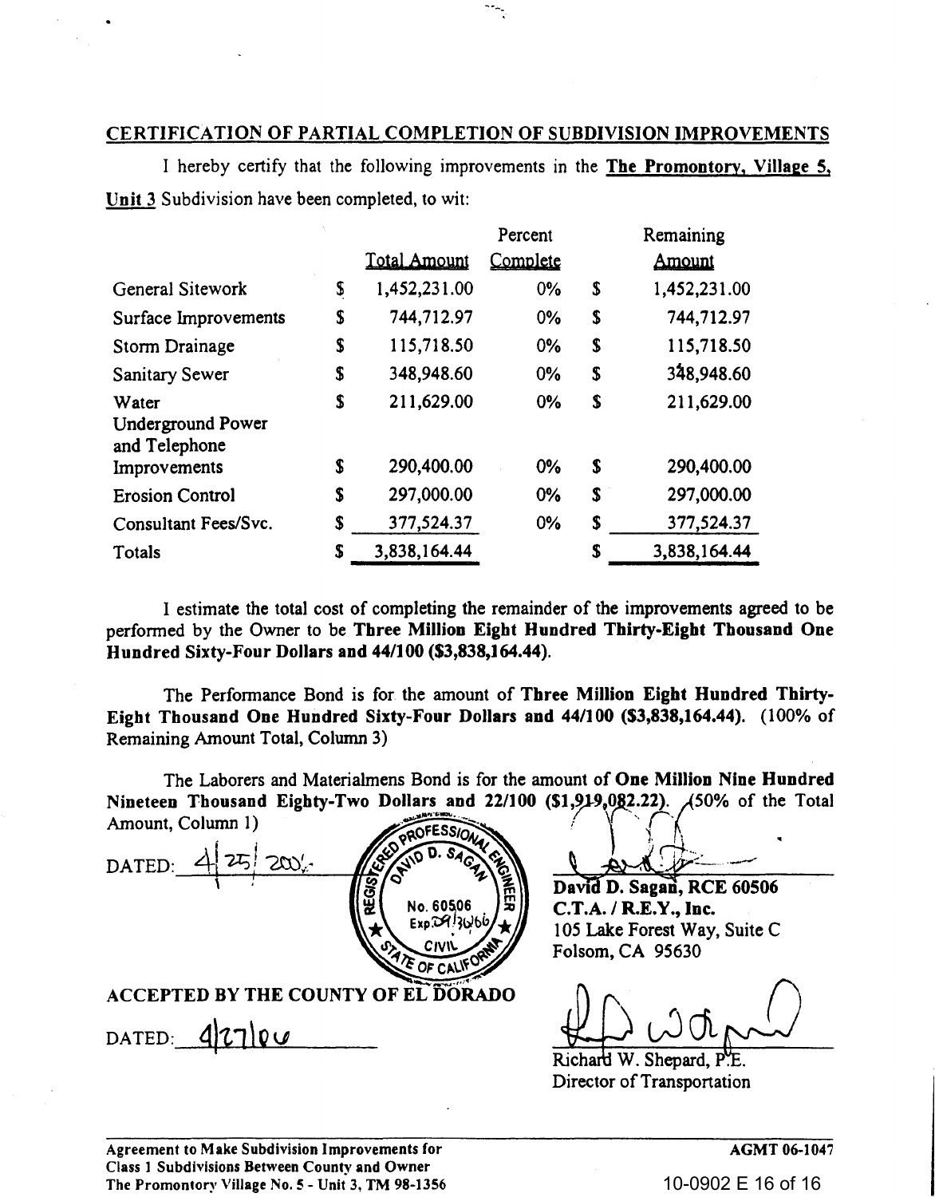## CERTIFICATION OF PARTIAL COMPLETION OF SUBDIVISION IMPROVEMENTS

I hereby certify that the following improvements in the **The Promontory, Village 5, Unit 3** Subdivision have been completed, to wit:

| | Total Amount | Percent Complete | Remaining Amount |
|---|---|---|---|
| General Sitework | $ 1,452,231.00 | 0% | $ 1,452,231.00 |
| Surface Improvements | $ 744,712.97 | 0% | $ 744,712.97 |
| Storm Drainage | $ 115,718.50 | 0% | $ 115,718.50 |
| Sanitary Sewer | $ 348,948.60 | 0% | $ 348,948.60 |
| Water | $ 211,629.00 | 0% | $ 211,629.00 |
| Underground Power and Telephone Improvements | $ 290,400.00 | 0% | $ 290,400.00 |
| Erosion Control | $ 297,000.00 | 0% | $ 297,000.00 |
| Consultant Fees/Svc. | $ 377,524.37 | 0% | $ 377,524.37 |
| Totals | $ 3,838,164.44 | | $ 3,838,164.44 |

I estimate the total cost of completing the remainder of the improvements agreed to be performed by the Owner to be **Three Million Eight Hundred Thirty-Eight Thousand One Hundred Sixty-Four Dollars and 44/100 ($3,838,164.44).**

The Performance Bond is for the amount of **Three Million Eight Hundred Thirty-Eight Thousand One Hundred Sixty-Four Dollars and 44/100 ($3,838,164.44).** (100% of Remaining Amount Total, Column 3)

The Laborers and Materialmens Bond is for the amount of **One Million Nine Hundred Nineteen Thousand Eighty-Two Dollars and 22/100 ($1,919,082.22).** (50% of the Total Amount, Column 1)

DATED: 4/25/2006

**David D. Sagan, RCE 60506**
**C.T.A. / R.E.Y., Inc.**
105 Lake Forest Way, Suite C
Folsom, CA 95630

REGISTERED PROFESSIONAL ENGINEER
DAVID D. SAGAN
No. 60506
Exp. 09/30/06
CIVIL
STATE OF CALIFORNIA

**ACCEPTED BY THE COUNTY OF EL DORADO**

DATED: 4/27/06

Richard W. Shepard, P.E.
Director of Transportation

**Agreement to Make Subdivision Improvements for Class 1 Subdivisions Between County and Owner The Promontory Village No. 5 - Unit 3, TM 98-1356**

**AGMT 06-1047**